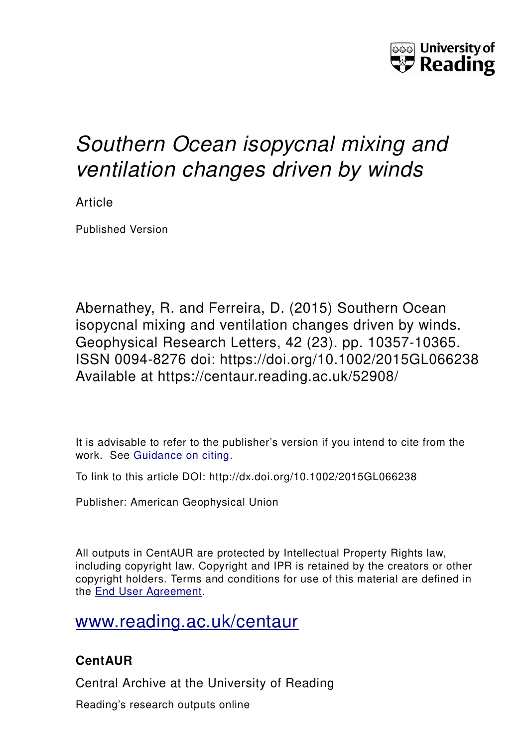# *Southern Ocean isopycnal mixing and ventilation changes driven by winds*

Article

Published Version

Abernathey, R. and Ferreira, D. (2015) Southern Ocean isopycnal mixing and ventilation changes driven by winds. Geophysical Research Letters, 42 (23). pp. 10357-10365. ISSN 0094-8276 doi: https://doi.org/10.1002/2015GL066238 Available at https://centaur.reading.ac.uk/52908/

It is advisable to refer to the publisher's version if you intend to cite from the work. See [Guidance on citing](http://centaur.reading.ac.uk/71187/10/CentAUR%20citing%20guide.pdf).

To link to this article DOI: http://dx.doi.org/10.1002/2015GL066238

Publisher: American Geophysical Union

All outputs in CentAUR are protected by Intellectual Property Rights law, including copyright law. Copyright and IPR is retained by the creators or other copyright holders. Terms and conditions for use of this material are defined in the [End User Agreement](http://centaur.reading.ac.uk/licence).

[www.reading.ac.uk/centaur](http://www.reading.ac.uk/centaur)

### CentAUR

Central Archive at the University of Reading

Reading's research outputs online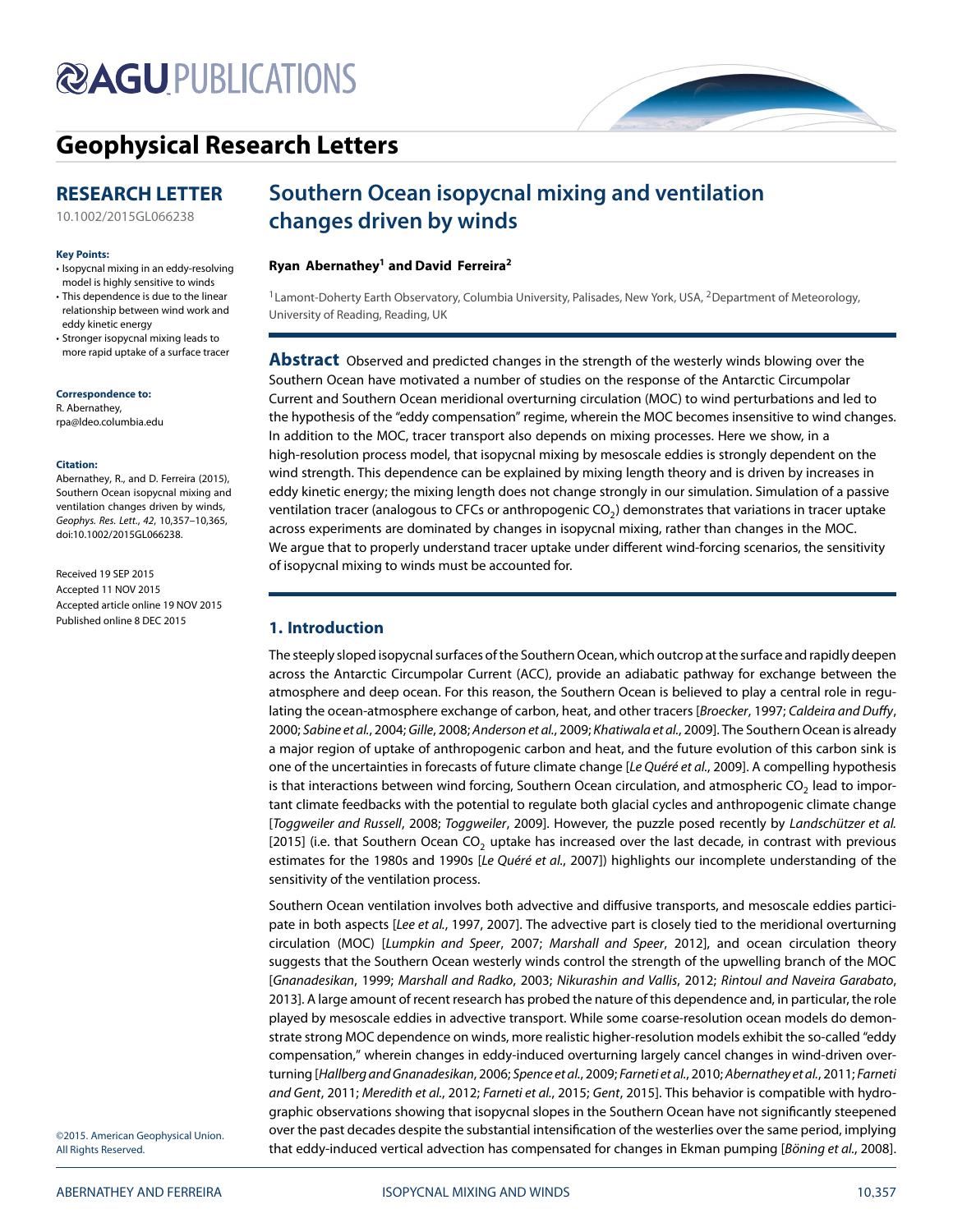# Geophysical Research Letters

## RESEARCH LETTER

10.1002/2015GL066238

**Key Points:**

- Isopycnal mixing in an eddy-resolving model is highly sensitive to winds
- This dependence is due to the linear relationship between wind work and eddy kinetic energy
- Stronger isopycnal mixing leads to more rapid uptake of a surface tracer

**Correspondence to:**

R. Abernathey,
rpa@ldeo.columbia.edu

**Citation:**

Abernathey, R., and D. Ferreira (2015), Southern Ocean isopycnal mixing and ventilation changes driven by winds, *Geophys. Res. Lett.*, *42*, 10,357–10,365, doi:10.1002/2015GL066238.

Received 19 SEP 2015
Accepted 11 NOV 2015
Accepted article online 19 NOV 2015
Published online 8 DEC 2015

©2015. American Geophysical Union. All Rights Reserved.

# Southern Ocean isopycnal mixing and ventilation changes driven by winds

**Ryan Abernathey[1] and David Ferreira[2]**

[1]Lamont-Doherty Earth Observatory, Columbia University, Palisades, New York, USA, [2]Department of Meteorology, University of Reading, Reading, UK

**Abstract** Observed and predicted changes in the strength of the westerly winds blowing over the Southern Ocean have motivated a number of studies on the response of the Antarctic Circumpolar Current and Southern Ocean meridional overturning circulation (MOC) to wind perturbations and led to the hypothesis of the "eddy compensation" regime, wherein the MOC becomes insensitive to wind changes. In addition to the MOC, tracer transport also depends on mixing processes. Here we show, in a high-resolution process model, that isopycnal mixing by mesoscale eddies is strongly dependent on the wind strength. This dependence can be explained by mixing length theory and is driven by increases in eddy kinetic energy; the mixing length does not change strongly in our simulation. Simulation of a passive ventilation tracer (analogous to CFCs or anthropogenic $CO_2$) demonstrates that variations in tracer uptake across experiments are dominated by changes in isopycnal mixing, rather than changes in the MOC. We argue that to properly understand tracer uptake under different wind-forcing scenarios, the sensitivity of isopycnal mixing to winds must be accounted for.

## 1. Introduction

The steeply sloped isopycnal surfaces of the Southern Ocean, which outcrop at the surface and rapidly deepen across the Antarctic Circumpolar Current (ACC), provide an adiabatic pathway for exchange between the atmosphere and deep ocean. For this reason, the Southern Ocean is believed to play a central role in regulating the ocean-atmosphere exchange of carbon, heat, and other tracers [*Broecker*, 1997; *Caldeira and Duffy*, 2000; *Sabine et al.*, 2004; *Gille*, 2008; *Anderson et al.*, 2009; *Khatiwala et al.*, 2009]. The Southern Ocean is already a major region of uptake of anthropogenic carbon and heat, and the future evolution of this carbon sink is one of the uncertainties in forecasts of future climate change [*Le Quéré et al.*, 2009]. A compelling hypothesis is that interactions between wind forcing, Southern Ocean circulation, and atmospheric $CO_2$ lead to important climate feedbacks with the potential to regulate both glacial cycles and anthropogenic climate change [*Toggweiler and Russell*, 2008; *Toggweiler*, 2009]. However, the puzzle posed recently by *Landschützer et al.* [2015] (i.e. that Southern Ocean $CO_2$ uptake has increased over the last decade, in contrast with previous estimates for the 1980s and 1990s [*Le Quéré et al.*, 2007]) highlights our incomplete understanding of the sensitivity of the ventilation process.

Southern Ocean ventilation involves both advective and diffusive transports, and mesoscale eddies participate in both aspects [*Lee et al.*, 1997, 2007]. The advective part is closely tied to the meridional overturning circulation (MOC) [*Lumpkin and Speer*, 2007; *Marshall and Speer*, 2012], and ocean circulation theory suggests that the Southern Ocean westerly winds control the strength of the upwelling branch of the MOC [*Gnanadesikan*, 1999; *Marshall and Radko*, 2003; *Nikurashin and Vallis*, 2012; *Rintoul and Naveira Garabato*, 2013]. A large amount of recent research has probed the nature of this dependence and, in particular, the role played by mesoscale eddies in advective transport. While some coarse-resolution ocean models do demonstrate strong MOC dependence on winds, more realistic higher-resolution models exhibit the so-called "eddy compensation," wherein changes in eddy-induced overturning largely cancel changes in wind-driven overturning [*Hallberg and Gnanadesikan*, 2006; *Spence et al.*, 2009; *Farneti et al.*, 2010; *Abernathey et al.*, 2011; *Farneti and Gent*, 2011; *Meredith et al.*, 2012; *Farneti et al.*, 2015; *Gent*, 2015]. This behavior is compatible with hydrographic observations showing that isopycnal slopes in the Southern Ocean have not significantly steepened over the past decades despite the substantial intensification of the westerlies over the same period, implying that eddy-induced vertical advection has compensated for changes in Ekman pumping [*Böning et al.*, 2008].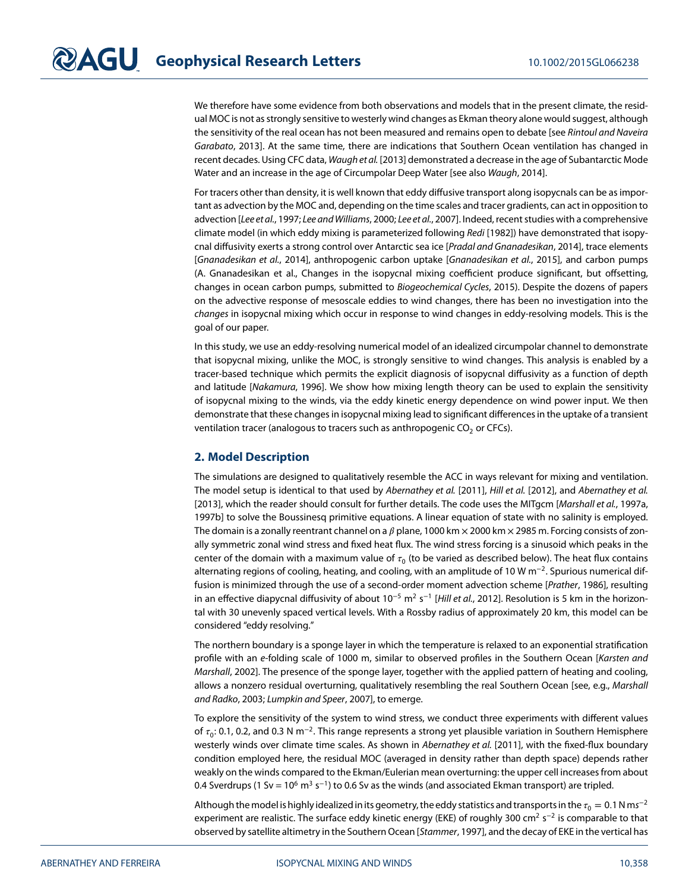We therefore have some evidence from both observations and models that in the present climate, the residual MOC is not as strongly sensitive to westerly wind changes as Ekman theory alone would suggest, although the sensitivity of the real ocean has not been measured and remains open to debate [see *Rintoul and Naveira Garabato*, 2013]. At the same time, there are indications that Southern Ocean ventilation has changed in recent decades. Using CFC data, *Waugh et al.* [2013] demonstrated a decrease in the age of Subantarctic Mode Water and an increase in the age of Circumpolar Deep Water [see also *Waugh*, 2014].

For tracers other than density, it is well known that eddy diffusive transport along isopycnals can be as important as advection by the MOC and, depending on the time scales and tracer gradients, can act in opposition to advection [*Lee et al.*, 1997; *Lee and Williams*, 2000; *Lee et al.*, 2007]. Indeed, recent studies with a comprehensive climate model (in which eddy mixing is parameterized following *Redi* [1982]) have demonstrated that isopycnal diffusivity exerts a strong control over Antarctic sea ice [*Pradal and Gnanadesikan*, 2014], trace elements [*Gnanadesikan et al.*, 2014], anthropogenic carbon uptake [*Gnanadesikan et al.*, 2015], and carbon pumps (A. Gnanadesikan et al., Changes in the isopycnal mixing coefficient produce significant, but offsetting, changes in ocean carbon pumps, submitted to *Biogeochemical Cycles*, 2015). Despite the dozens of papers on the advective response of mesoscale eddies to wind changes, there has been no investigation into the *changes* in isopycnal mixing which occur in response to wind changes in eddy-resolving models. This is the goal of our paper.

In this study, we use an eddy-resolving numerical model of an idealized circumpolar channel to demonstrate that isopycnal mixing, unlike the MOC, is strongly sensitive to wind changes. This analysis is enabled by a tracer-based technique which permits the explicit diagnosis of isopycnal diffusivity as a function of depth and latitude [*Nakamura*, 1996]. We show how mixing length theory can be used to explain the sensitivity of isopycnal mixing to the winds, via the eddy kinetic energy dependence on wind power input. We then demonstrate that these changes in isopycnal mixing lead to significant differences in the uptake of a transient ventilation tracer (analogous to tracers such as anthropogenic $CO_2$ or CFCs).

## 2. Model Description

The simulations are designed to qualitatively resemble the ACC in ways relevant for mixing and ventilation. The model setup is identical to that used by *Abernathey et al.* [2011], *Hill et al.* [2012], and *Abernathey et al.* [2013], which the reader should consult for further details. The code uses the MITgcm [*Marshall et al.*, 1997a, 1997b] to solve the Boussinesq primitive equations. A linear equation of state with no salinity is employed. The domain is a zonally reentrant channel on a $\beta$ plane, 1000 km × 2000 km × 2985 m. Forcing consists of zonally symmetric zonal wind stress and fixed heat flux. The wind stress forcing is a sinusoid which peaks in the center of the domain with a maximum value of $\tau_0$ (to be varied as described below). The heat flux contains alternating regions of cooling, heating, and cooling, with an amplitude of 10 W m$^{-2}$. Spurious numerical diffusion is minimized through the use of a second-order moment advection scheme [*Prather*, 1986], resulting in an effective diapycnal diffusivity of about $10^{-5}$ m$^2$ s$^{-1}$ [*Hill et al.*, 2012]. Resolution is 5 km in the horizontal with 30 unevenly spaced vertical levels. With a Rossby radius of approximately 20 km, this model can be considered "eddy resolving."

The northern boundary is a sponge layer in which the temperature is relaxed to an exponential stratification profile with an *e*-folding scale of 1000 m, similar to observed profiles in the Southern Ocean [*Karsten and Marshall*, 2002]. The presence of the sponge layer, together with the applied pattern of heating and cooling, allows a nonzero residual overturning, qualitatively resembling the real Southern Ocean [see, e.g., *Marshall and Radko*, 2003; *Lumpkin and Speer*, 2007], to emerge.

To explore the sensitivity of the system to wind stress, we conduct three experiments with different values of $\tau_0$: 0.1, 0.2, and 0.3 N m$^{-2}$. This range represents a strong yet plausible variation in Southern Hemisphere westerly winds over climate time scales. As shown in *Abernathey et al.* [2011], with the fixed-flux boundary condition employed here, the residual MOC (averaged in density rather than depth space) depends rather weakly on the winds compared to the Ekman/Eulerian mean overturning: the upper cell increases from about 0.4 Sverdrups (1 Sv = $10^6$ m$^3$ s$^{-1}$) to 0.6 Sv as the winds (and associated Ekman transport) are tripled.

Although the model is highly idealized in its geometry, the eddy statistics and transports in the $\tau_0 = 0.1$ N ms$^{-2}$ experiment are realistic. The surface eddy kinetic energy (EKE) of roughly 300 cm$^2$ s$^{-2}$ is comparable to that observed by satellite altimetry in the Southern Ocean [*Stammer*, 1997], and the decay of EKE in the vertical has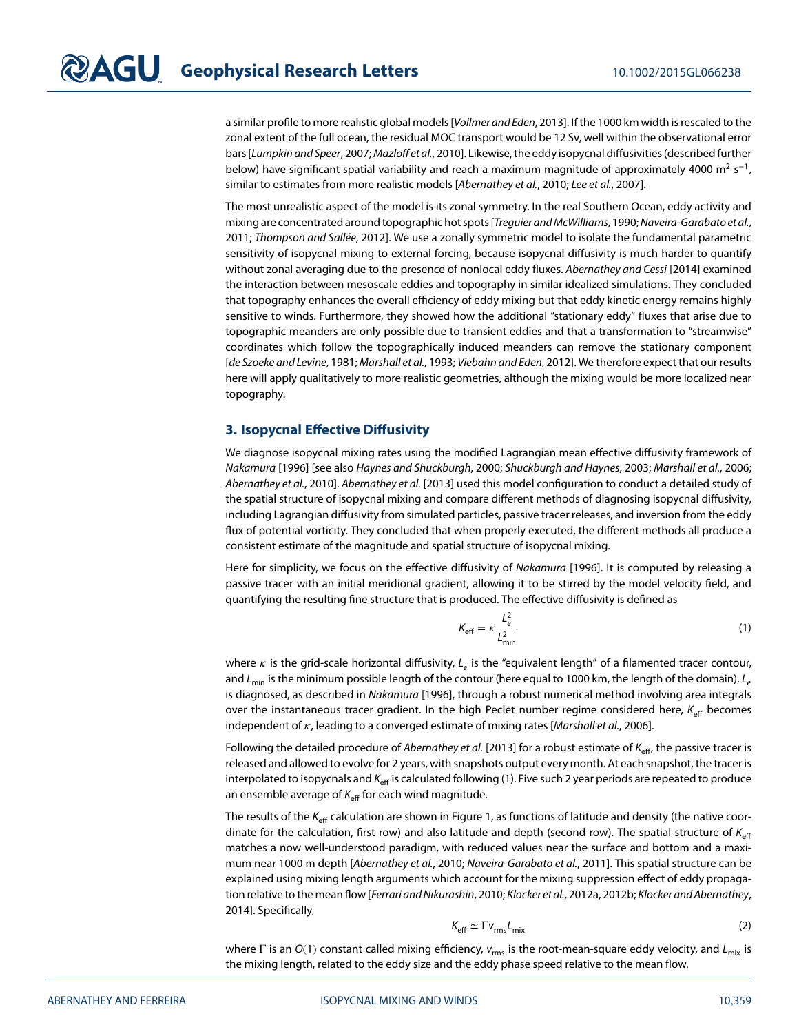a similar profile to more realistic global models [*Vollmer and Eden*, 2013]. If the 1000 km width is rescaled to the zonal extent of the full ocean, the residual MOC transport would be 12 Sv, well within the observational error bars [*Lumpkin and Speer*, 2007; *Mazloff et al.*, 2010]. Likewise, the eddy isopycnal diffusivities (described further below) have significant spatial variability and reach a maximum magnitude of approximately 4000 m$^2$ s$^{-1}$, similar to estimates from more realistic models [*Abernathey et al.*, 2010; *Lee et al.*, 2007].

The most unrealistic aspect of the model is its zonal symmetry. In the real Southern Ocean, eddy activity and mixing are concentrated around topographic hot spots [*Treguier and McWilliams*, 1990; *Naveira-Garabato et al.*, 2011; *Thompson and Sallée*, 2012]. We use a zonally symmetric model to isolate the fundamental parametric sensitivity of isopycnal mixing to external forcing, because isopycnal diffusivity is much harder to quantify without zonal averaging due to the presence of nonlocal eddy fluxes. *Abernathey and Cessi* [2014] examined the interaction between mesoscale eddies and topography in similar idealized simulations. They concluded that topography enhances the overall efficiency of eddy mixing but that eddy kinetic energy remains highly sensitive to winds. Furthermore, they showed how the additional "stationary eddy" fluxes that arise due to topographic meanders are only possible due to transient eddies and that a transformation to "streamwise" coordinates which follow the topographically induced meanders can remove the stationary component [*de Szoeke and Levine*, 1981; *Marshall et al.*, 1993; *Viebahn and Eden*, 2012]. We therefore expect that our results here will apply qualitatively to more realistic geometries, although the mixing would be more localized near topography.

## 3. Isopycnal Effective Diffusivity

We diagnose isopycnal mixing rates using the modified Lagrangian mean effective diffusivity framework of *Nakamura* [1996] [see also *Haynes and Shuckburgh*, 2000; *Shuckburgh and Haynes*, 2003; *Marshall et al.*, 2006; *Abernathey et al.*, 2010]. *Abernathey et al.* [2013] used this model configuration to conduct a detailed study of the spatial structure of isopycnal mixing and compare different methods of diagnosing isopycnal diffusivity, including Lagrangian diffusivity from simulated particles, passive tracer releases, and inversion from the eddy flux of potential vorticity. They concluded that when properly executed, the different methods all produce a consistent estimate of the magnitude and spatial structure of isopycnal mixing.

Here for simplicity, we focus on the effective diffusivity of *Nakamura* [1996]. It is computed by releasing a passive tracer with an initial meridional gradient, allowing it to be stirred by the model velocity field, and quantifying the resulting fine structure that is produced. The effective diffusivity is defined as

$$K_{\text{eff}} = \kappa \frac{L_e^2}{L_{\text{min}}^2} \tag{1}$$

where $\kappa$ is the grid-scale horizontal diffusivity, $L_e$ is the "equivalent length" of a filamented tracer contour, and $L_{\text{min}}$ is the minimum possible length of the contour (here equal to 1000 km, the length of the domain). $L_e$ is diagnosed, as described in *Nakamura* [1996], through a robust numerical method involving area integrals over the instantaneous tracer gradient. In the high Peclet number regime considered here, $K_{\text{eff}}$ becomes independent of $\kappa$, leading to a converged estimate of mixing rates [*Marshall et al.*, 2006].

Following the detailed procedure of *Abernathey et al.* [2013] for a robust estimate of $K_{\text{eff}}$, the passive tracer is released and allowed to evolve for 2 years, with snapshots output every month. At each snapshot, the tracer is interpolated to isopycnals and $K_{\text{eff}}$ is calculated following (1). Five such 2 year periods are repeated to produce an ensemble average of $K_{\text{eff}}$ for each wind magnitude.

The results of the $K_{\text{eff}}$ calculation are shown in Figure 1, as functions of latitude and density (the native coordinate for the calculation, first row) and also latitude and depth (second row). The spatial structure of $K_{\text{eff}}$ matches a now well-understood paradigm, with reduced values near the surface and bottom and a maximum near 1000 m depth [*Abernathey et al.*, 2010; *Naveira-Garabato et al.*, 2011]. This spatial structure can be explained using mixing length arguments which account for the mixing suppression effect of eddy propagation relative to the mean flow [*Ferrari and Nikurashin*, 2010; *Klocker et al.*, 2012a, 2012b; *Klocker and Abernathey*, 2014]. Specifically,

$$K_{\text{eff}} \simeq \Gamma v_{\text{rms}} L_{\text{mix}} \tag{2}$$

where $\Gamma$ is an $O(1)$ constant called mixing efficiency, $v_{\text{rms}}$ is the root-mean-square eddy velocity, and $L_{\text{mix}}$ is the mixing length, related to the eddy size and the eddy phase speed relative to the mean flow.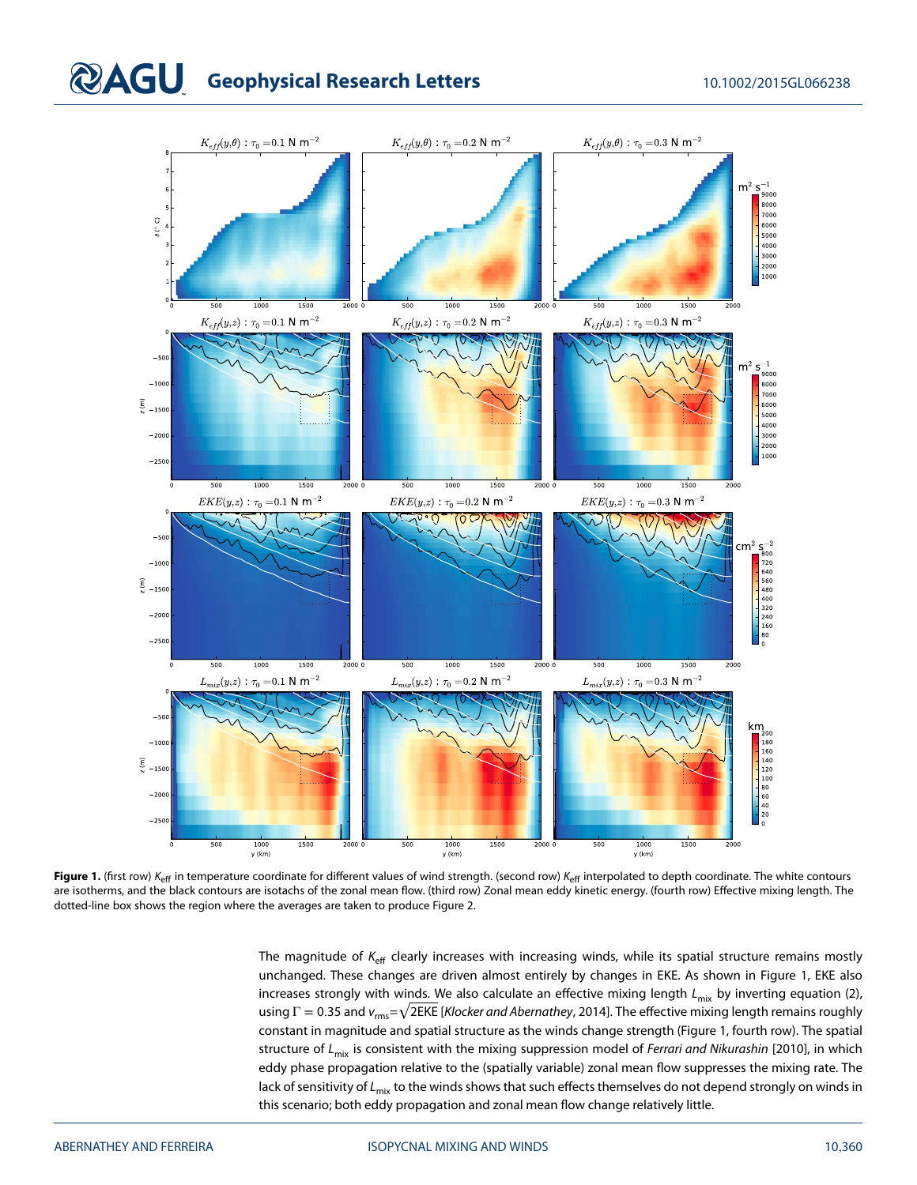**Figure 1.** (first row) $K_{\text{eff}}$ in temperature coordinate for different values of wind strength. (second row) $K_{\text{eff}}$ interpolated to depth coordinate. The white contours are isotherms, and the black contours are isotachs of the zonal mean flow. (third row) Zonal mean eddy kinetic energy. (fourth row) Effective mixing length. The dotted-line box shows the region where the averages are taken to produce Figure 2.

The magnitude of $K_{\text{eff}}$ clearly increases with increasing winds, while its spatial structure remains mostly unchanged. These changes are driven almost entirely by changes in EKE. As shown in Figure 1, EKE also increases strongly with winds. We also calculate an effective mixing length $L_{\text{mix}}$ by inverting equation (2), using $\Gamma = 0.35$ and $v_{\text{rms}}=\sqrt{2\text{EKE}}$ [*Klocker and Abernathey*, 2014]. The effective mixing length remains roughly constant in magnitude and spatial structure as the winds change strength (Figure 1, fourth row). The spatial structure of $L_{\text{mix}}$ is consistent with the mixing suppression model of *Ferrari and Nikurashin* [2010], in which eddy phase propagation relative to the (spatially variable) zonal mean flow suppresses the mixing rate. The lack of sensitivity of $L_{\text{mix}}$ to the winds shows that such effects themselves do not depend strongly on winds in this scenario; both eddy propagation and zonal mean flow change relatively little.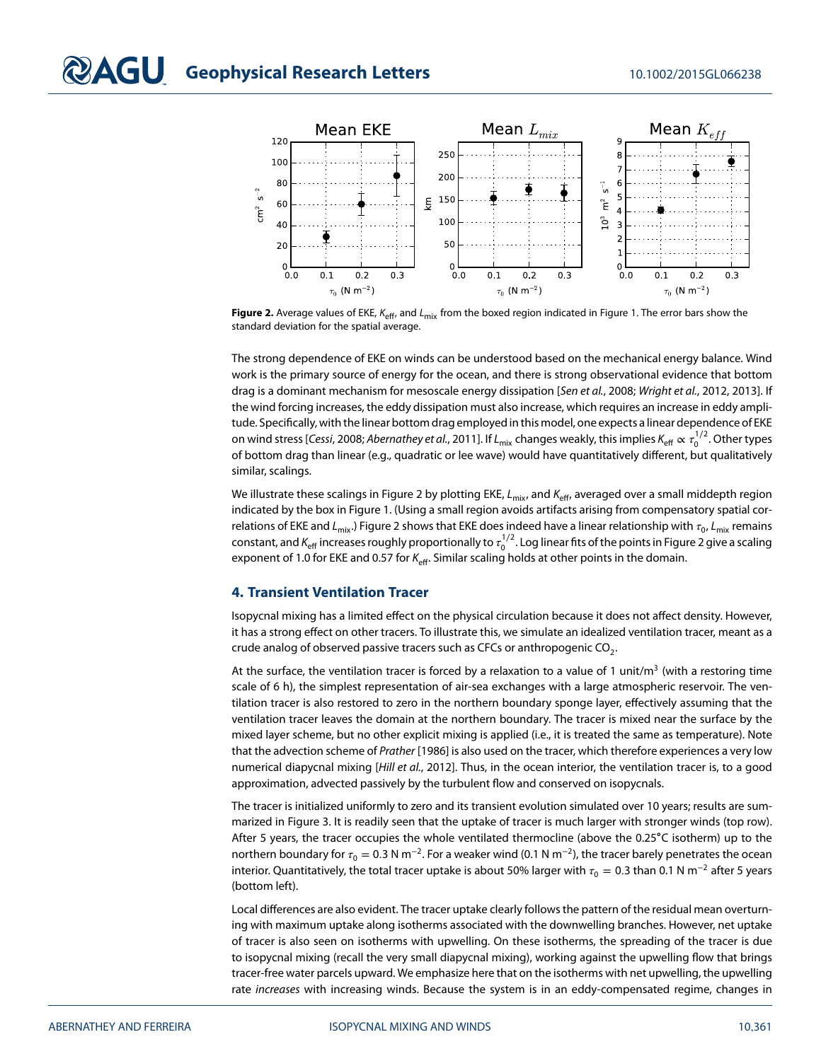**Figure 2.** Average values of EKE, $K_{\text{eff}}$, and $L_{\text{mix}}$ from the boxed region indicated in Figure 1. The error bars show the standard deviation for the spatial average.

The strong dependence of EKE on winds can be understood based on the mechanical energy balance. Wind work is the primary source of energy for the ocean, and there is strong observational evidence that bottom drag is a dominant mechanism for mesoscale energy dissipation [*Sen et al.*, 2008; *Wright et al.*, 2012, 2013]. If the wind forcing increases, the eddy dissipation must also increase, which requires an increase in eddy amplitude. Specifically, with the linear bottom drag employed in this model, one expects a linear dependence of EKE on wind stress [*Cessi*, 2008; *Abernathey et al.*, 2011]. If $L_{\text{mix}}$ changes weakly, this implies $K_{\text{eff}} \propto \tau_0^{1/2}$. Other types of bottom drag than linear (e.g., quadratic or lee wave) would have quantitatively different, but qualitatively similar, scalings.

We illustrate these scalings in Figure 2 by plotting EKE, $L_{\text{mix}}$, and $K_{\text{eff}}$, averaged over a small middepth region indicated by the box in Figure 1. (Using a small region avoids artifacts arising from compensatory spatial correlations of EKE and $L_{\text{mix}}$.) Figure 2 shows that EKE does indeed have a linear relationship with $\tau_0$, $L_{\text{mix}}$ remains constant, and $K_{\text{eff}}$ increases roughly proportionally to $\tau_0^{1/2}$. Log linear fits of the points in Figure 2 give a scaling exponent of 1.0 for EKE and 0.57 for $K_{\text{eff}}$. Similar scaling holds at other points in the domain.

## 4. Transient Ventilation Tracer

Isopycnal mixing has a limited effect on the physical circulation because it does not affect density. However, it has a strong effect on other tracers. To illustrate this, we simulate an idealized ventilation tracer, meant as a crude analog of observed passive tracers such as CFCs or anthropogenic $CO_2$.

At the surface, the ventilation tracer is forced by a relaxation to a value of 1 unit/m$^3$ (with a restoring time scale of 6 h), the simplest representation of air-sea exchanges with a large atmospheric reservoir. The ventilation tracer is also restored to zero in the northern boundary sponge layer, effectively assuming that the ventilation tracer leaves the domain at the northern boundary. The tracer is mixed near the surface by the mixed layer scheme, but no other explicit mixing is applied (i.e., it is treated the same as temperature). Note that the advection scheme of *Prather* [1986] is also used on the tracer, which therefore experiences a very low numerical diapycnal mixing [*Hill et al.*, 2012]. Thus, in the ocean interior, the ventilation tracer is, to a good approximation, advected passively by the turbulent flow and conserved on isopycnals.

The tracer is initialized uniformly to zero and its transient evolution simulated over 10 years; results are summarized in Figure 3. It is readily seen that the uptake of tracer is much larger with stronger winds (top row). After 5 years, the tracer occupies the whole ventilated thermocline (above the 0.25°C isotherm) up to the northern boundary for $\tau_0 = 0.3$ N m$^{-2}$. For a weaker wind (0.1 N m$^{-2}$), the tracer barely penetrates the ocean interior. Quantitatively, the total tracer uptake is about 50% larger with $\tau_0 = 0.3$ than 0.1 N m$^{-2}$ after 5 years (bottom left).

Local differences are also evident. The tracer uptake clearly follows the pattern of the residual mean overturning with maximum uptake along isotherms associated with the downwelling branches. However, net uptake of tracer is also seen on isotherms with upwelling. On these isotherms, the spreading of the tracer is due to isopycnal mixing (recall the very small diapycnal mixing), working against the upwelling flow that brings tracer-free water parcels upward. We emphasize here that on the isotherms with net upwelling, the upwelling rate *increases* with increasing winds. Because the system is in an eddy-compensated regime, changes in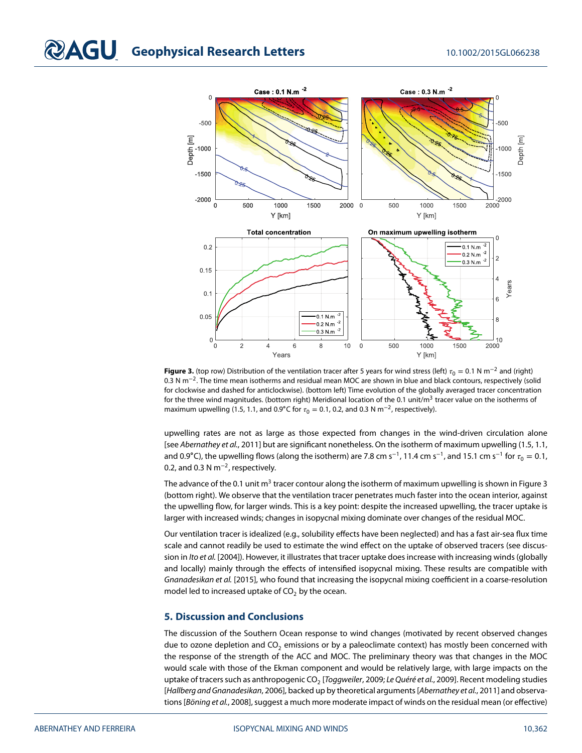**Figure 3.** (top row) Distribution of the ventilation tracer after 5 years for wind stress (left) $\tau_0 = 0.1$ N m$^{-2}$ and (right) 0.3 N m$^{-2}$. The time mean isotherms and residual mean MOC are shown in blue and black contours, respectively (solid for clockwise and dashed for anticlockwise). (bottom left) Time evolution of the globally averaged tracer concentration for the three wind magnitudes. (bottom right) Meridional location of the 0.1 unit/m$^3$ tracer value on the isotherms of maximum upwelling (1.5, 1.1, and 0.9°C for $\tau_0 = 0.1$, 0.2, and 0.3 N m$^{-2}$, respectively).

upwelling rates are not as large as those expected from changes in the wind-driven circulation alone [see *Abernathey et al.*, 2011] but are significant nonetheless. On the isotherm of maximum upwelling (1.5, 1.1, and 0.9°C), the upwelling flows (along the isotherm) are 7.8 cm s$^{-1}$, 11.4 cm s$^{-1}$, and 15.1 cm s$^{-1}$ for $\tau_0 = 0.1$, 0.2, and 0.3 N m$^{-2}$, respectively.

The advance of the 0.1 unit m$^3$ tracer contour along the isotherm of maximum upwelling is shown in Figure 3 (bottom right). We observe that the ventilation tracer penetrates much faster into the ocean interior, against the upwelling flow, for larger winds. This is a key point: despite the increased upwelling, the tracer uptake is larger with increased winds; changes in isopycnal mixing dominate over changes of the residual MOC.

Our ventilation tracer is idealized (e.g., solubility effects have been neglected) and has a fast air-sea flux time scale and cannot readily be used to estimate the wind effect on the uptake of observed tracers (see discussion in *Ito et al.* [2004]). However, it illustrates that tracer uptake does increase with increasing winds (globally and locally) mainly through the effects of intensified isopycnal mixing. These results are compatible with *Gnanadesikan et al.* [2015], who found that increasing the isopycnal mixing coefficient in a coarse-resolution model led to increased uptake of $CO_2$ by the ocean.

## 5. Discussion and Conclusions

The discussion of the Southern Ocean response to wind changes (motivated by recent observed changes due to ozone depletion and $CO_2$ emissions or by a paleoclimate context) has mostly been concerned with the response of the strength of the ACC and MOC. The preliminary theory was that changes in the MOC would scale with those of the Ekman component and would be relatively large, with large impacts on the uptake of tracers such as anthropogenic $CO_2$ [*Toggweiler*, 2009; *Le Quéré et al.*, 2009]. Recent modeling studies [*Hallberg and Gnanadesikan*, 2006], backed up by theoretical arguments [*Abernathey et al.*, 2011] and observations [*Böning et al.*, 2008], suggest a much more moderate impact of winds on the residual mean (or effective)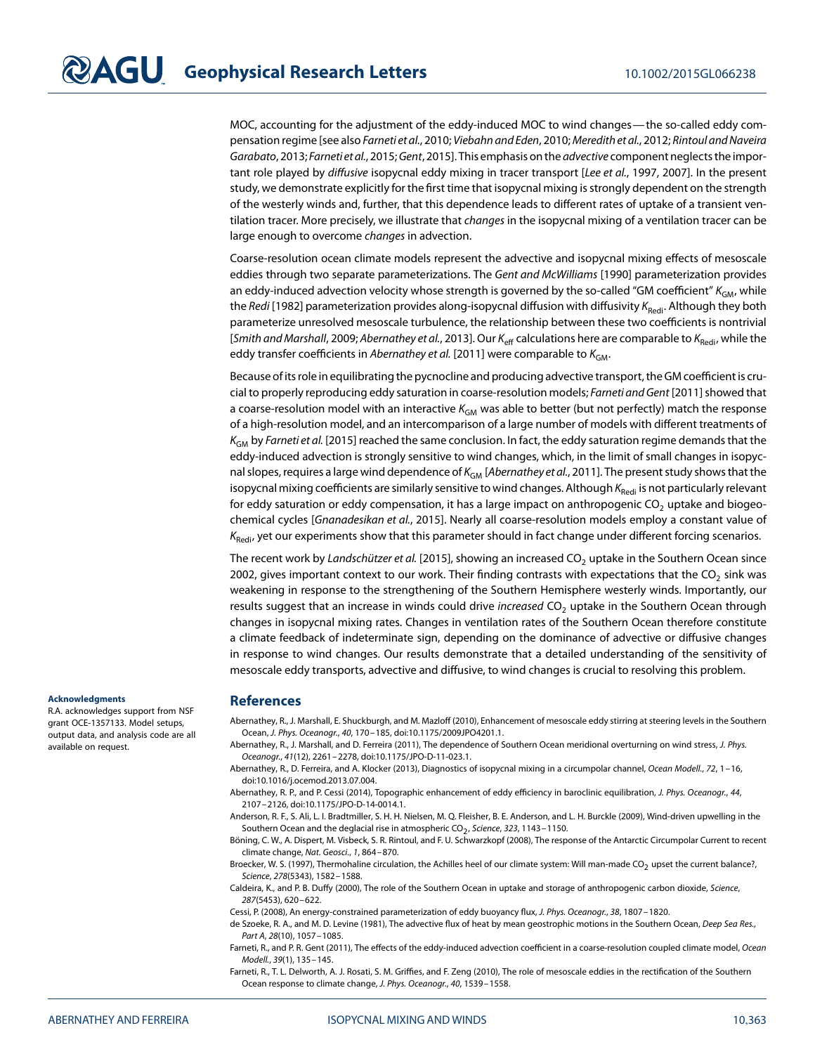MOC, accounting for the adjustment of the eddy-induced MOC to wind changes—the so-called eddy compensation regime [see also *Farneti et al.*, 2010; *Viebahn and Eden*, 2010; *Meredith et al.*, 2012; *Rintoul and Naveira Garabato*, 2013; *Farneti et al.*, 2015; *Gent*, 2015]. This emphasis on the *advective* component neglects the important role played by *diffusive* isopycnal eddy mixing in tracer transport [*Lee et al.*, 1997, 2007]. In the present study, we demonstrate explicitly for the first time that isopycnal mixing is strongly dependent on the strength of the westerly winds and, further, that this dependence leads to different rates of uptake of a transient ventilation tracer. More precisely, we illustrate that *changes* in the isopycnal mixing of a ventilation tracer can be large enough to overcome *changes* in advection.

Coarse-resolution ocean climate models represent the advective and isopycnal mixing effects of mesoscale eddies through two separate parameterizations. The *Gent and McWilliams* [1990] parameterization provides an eddy-induced advection velocity whose strength is governed by the so-called "GM coefficient" $K_{GM}$, while the *Redi* [1982] parameterization provides along-isopycnal diffusion with diffusivity $K_{Redi}$. Although they both parameterize unresolved mesoscale turbulence, the relationship between these two coefficients is nontrivial [*Smith and Marshall*, 2009; *Abernathey et al.*, 2013]. Our $K_{eff}$ calculations here are comparable to $K_{Redi}$, while the eddy transfer coefficients in *Abernathey et al.* [2011] were comparable to $K_{GM}$.

Because of its role in equilibrating the pycnocline and producing advective transport, the GM coefficient is crucial to properly reproducing eddy saturation in coarse-resolution models; *Farneti and Gent* [2011] showed that a coarse-resolution model with an interactive $K_{GM}$ was able to better (but not perfectly) match the response of a high-resolution model, and an intercomparison of a large number of models with different treatments of $K_{GM}$ by *Farneti et al.* [2015] reached the same conclusion. In fact, the eddy saturation regime demands that the eddy-induced advection is strongly sensitive to wind changes, which, in the limit of small changes in isopycnal slopes, requires a large wind dependence of $K_{GM}$ [*Abernathey et al.*, 2011]. The present study shows that the isopycnal mixing coefficients are similarly sensitive to wind changes. Although $K_{Redi}$ is not particularly relevant for eddy saturation or eddy compensation, it has a large impact on anthropogenic $CO_2$ uptake and biogeochemical cycles [*Gnanadesikan et al.*, 2015]. Nearly all coarse-resolution models employ a constant value of $K_{Redi}$, yet our experiments show that this parameter should in fact change under different forcing scenarios.

The recent work by *Landschützer et al.* [2015], showing an increased $CO_2$ uptake in the Southern Ocean since 2002, gives important context to our work. Their finding contrasts with expectations that the $CO_2$ sink was weakening in response to the strengthening of the Southern Hemisphere westerly winds. Importantly, our results suggest that an increase in winds could drive *increased* $CO_2$ uptake in the Southern Ocean through changes in isopycnal mixing rates. Changes in ventilation rates of the Southern Ocean therefore constitute a climate feedback of indeterminate sign, depending on the dominance of advective or diffusive changes in response to wind changes. Our results demonstrate that a detailed understanding of the sensitivity of mesoscale eddy transports, advective and diffusive, to wind changes is crucial to resolving this problem.

#### Acknowledgments

R.A. acknowledges support from NSF grant OCE-1357133. Model setups, output data, and analysis code are all available on request.

## References

Abernathey, R., J. Marshall, E. Shuckburgh, and M. Mazloff (2010), Enhancement of mesoscale eddy stirring at steering levels in the Southern Ocean, *J. Phys. Oceanogr.*, *40*, 170–185, doi:10.1175/2009JPO4201.1.

Abernathey, R., J. Marshall, and D. Ferreira (2011), The dependence of Southern Ocean meridional overturning on wind stress, *J. Phys. Oceanogr.*, *41*(12), 2261–2278, doi:10.1175/JPO-D-11-023.1.

Abernathey, R., D. Ferreira, and A. Klocker (2013), Diagnostics of isopycnal mixing in a circumpolar channel, *Ocean Modell.*, *72*, 1–16, doi:10.1016/j.ocemod.2013.07.004.

Abernathey, R. P., and P. Cessi (2014), Topographic enhancement of eddy efficiency in baroclinic equilibration, *J. Phys. Oceanogr.*, *44*, 2107–2126, doi:10.1175/JPO-D-14-0014.1.

Anderson, R. F., S. Ali, L. I. Bradtmiller, S. H. H. Nielsen, M. Q. Fleisher, B. E. Anderson, and L. H. Burckle (2009), Wind-driven upwelling in the Southern Ocean and the deglacial rise in atmospheric $CO_2$, *Science*, *323*, 1143–1150.

Böning, C. W., A. Dispert, M. Visbeck, S. R. Rintoul, and F. U. Schwarzkopf (2008), The response of the Antarctic Circumpolar Current to recent climate change, *Nat. Geosci.*, *1*, 864–870.

Broecker, W. S. (1997), Thermohaline circulation, the Achilles heel of our climate system: Will man-made $CO_2$ upset the current balance?, *Science*, *278*(5343), 1582–1588.

Caldeira, K., and P. B. Duffy (2000), The role of the Southern Ocean in uptake and storage of anthropogenic carbon dioxide, *Science*, *287*(5453), 620–622.

Cessi, P. (2008), An energy-constrained parameterization of eddy buoyancy flux, *J. Phys. Oceanogr.*, *38*, 1807–1820.

de Szoeke, R. A., and M. D. Levine (1981), The advective flux of heat by mean geostrophic motions in the Southern Ocean, *Deep Sea Res., Part A*, *28*(10), 1057–1085.

Farneti, R., and P. R. Gent (2011), The effects of the eddy-induced advection coefficient in a coarse-resolution coupled climate model, *Ocean Modell.*, *39*(1), 135–145.

Farneti, R., T. L. Delworth, A. J. Rosati, S. M. Griffies, and F. Zeng (2010), The role of mesoscale eddies in the rectification of the Southern Ocean response to climate change, *J. Phys. Oceanogr.*, *40*, 1539–1558.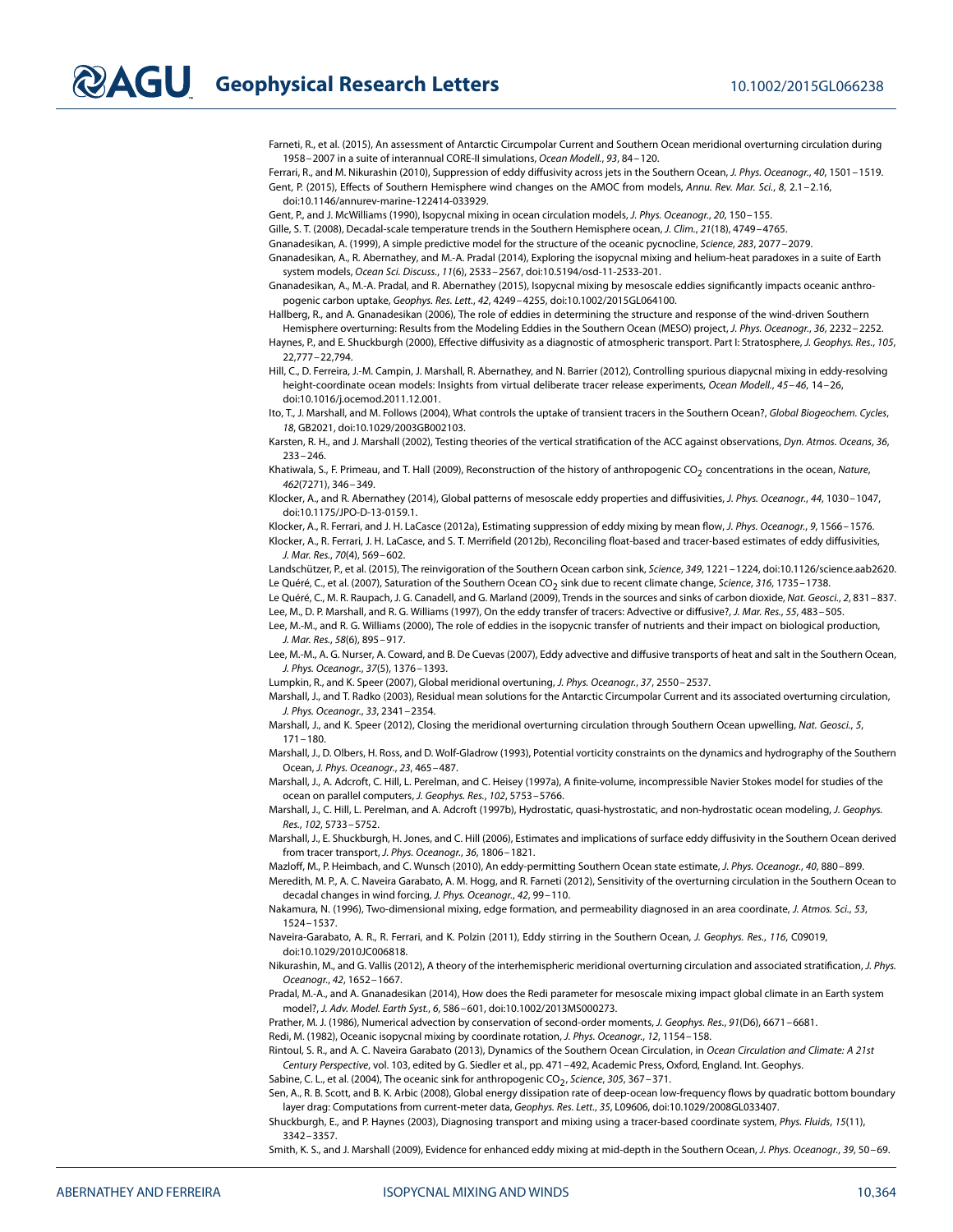Farneti, R., et al. (2015), An assessment of Antarctic Circumpolar Current and Southern Ocean meridional overturning circulation during 1958–2007 in a suite of interannual CORE-II simulations, *Ocean Modell.*, *93*, 84–120.

Ferrari, R., and M. Nikurashin (2010), Suppression of eddy diffusivity across jets in the Southern Ocean, *J. Phys. Oceanogr.*, *40*, 1501–1519.

Gent, P. (2015), Effects of Southern Hemisphere wind changes on the AMOC from models, *Annu. Rev. Mar. Sci.*, *8*, 2.1–2.16, doi:10.1146/annurev-marine-122414-033929.

Gent, P., and J. McWilliams (1990), Isopycnal mixing in ocean circulation models, *J. Phys. Oceanogr.*, *20*, 150–155.

Gille, S. T. (2008), Decadal-scale temperature trends in the Southern Hemisphere ocean, *J. Clim.*, *21*(18), 4749–4765.

Gnanadesikan, A. (1999), A simple predictive model for the structure of the oceanic pycnocline, *Science*, *283*, 2077–2079.

Gnanadesikan, A., R. Abernathey, and M.-A. Pradal (2014), Exploring the isopycnal mixing and helium-heat paradoxes in a suite of Earth system models, *Ocean Sci. Discuss.*, *11*(6), 2533–2567, doi:10.5194/osd-11-2533-201.

Gnanadesikan, A., M.-A. Pradal, and R. Abernathey (2015), Isopycnal mixing by mesoscale eddies significantly impacts oceanic anthropogenic carbon uptake, *Geophys. Res. Lett.*, *42*, 4249–4255, doi:10.1002/2015GL064100.

Hallberg, R., and A. Gnanadesikan (2006), The role of eddies in determining the structure and response of the wind-driven Southern Hemisphere overturning: Results from the Modeling Eddies in the Southern Ocean (MESO) project, *J. Phys. Oceanogr.*, *36*, 2232–2252.

Haynes, P., and E. Shuckburgh (2000), Effective diffusivity as a diagnostic of atmospheric transport. Part I: Stratosphere, *J. Geophys. Res.*, *105*, 22,777–22,794.

Hill, C., D. Ferreira, J.-M. Campin, J. Marshall, R. Abernathey, and N. Barrier (2012), Controlling spurious diapycnal mixing in eddy-resolving height-coordinate ocean models: Insights from virtual deliberate tracer release experiments, *Ocean Modell.*, *45–46*, 14–26, doi:10.1016/j.ocemod.2011.12.001.

Ito, T., J. Marshall, and M. Follows (2004), What controls the uptake of transient tracers in the Southern Ocean?, *Global Biogeochem. Cycles*, *18*, GB2021, doi:10.1029/2003GB002103.

Karsten, R. H., and J. Marshall (2002), Testing theories of the vertical stratification of the ACC against observations, *Dyn. Atmos. Oceans*, *36*, 233–246.

Khatiwala, S., F. Primeau, and T. Hall (2009), Reconstruction of the history of anthropogenic $CO_2$ concentrations in the ocean, *Nature*, *462*(7271), 346–349.

Klocker, A., and R. Abernathey (2014), Global patterns of mesoscale eddy properties and diffusivities, *J. Phys. Oceanogr.*, *44*, 1030–1047, doi:10.1175/JPO-D-13-0159.1.

Klocker, A., R. Ferrari, and J. H. LaCasce (2012a), Estimating suppression of eddy mixing by mean flow, *J. Phys. Oceanogr.*, *9*, 1566–1576.

Klocker, A., R. Ferrari, J. H. LaCasce, and S. T. Merrifield (2012b), Reconciling float-based and tracer-based estimates of eddy diffusivities, *J. Mar. Res.*, *70*(4), 569–602.

Landschützer, P., et al. (2015), The reinvigoration of the Southern Ocean carbon sink, *Science*, *349*, 1221–1224, doi:10.1126/science.aab2620.

Le Quéré, C., et al. (2007), Saturation of the Southern Ocean $CO_2$ sink due to recent climate change, *Science*, *316*, 1735–1738.

Le Quéré, C., M. R. Raupach, J. G. Canadell, and G. Marland (2009), Trends in the sources and sinks of carbon dioxide, *Nat. Geosci.*, *2*, 831–837.

Lee, M., D. P. Marshall, and R. G. Williams (1997), On the eddy transfer of tracers: Advective or diffusive?, *J. Mar. Res.*, *55*, 483–505.

Lee, M.-M., and R. G. Williams (2000), The role of eddies in the isopycnic transfer of nutrients and their impact on biological production, *J. Mar. Res.*, *58*(6), 895–917.

Lee, M.-M., A. G. Nurser, A. Coward, and B. De Cuevas (2007), Eddy advective and diffusive transports of heat and salt in the Southern Ocean, *J. Phys. Oceanogr.*, *37*(5), 1376–1393.

Lumpkin, R., and K. Speer (2007), Global meridional overtuning, *J. Phys. Oceanogr.*, *37*, 2550–2537.

Marshall, J., and T. Radko (2003), Residual mean solutions for the Antarctic Circumpolar Current and its associated overturning circulation, *J. Phys. Oceanogr.*, *33*, 2341–2354.

Marshall, J., and K. Speer (2012), Closing the meridional overturning circulation through Southern Ocean upwelling, *Nat. Geosci.*, *5*, 171–180.

Marshall, J., D. Olbers, H. Ross, and D. Wolf-Gladrow (1993), Potential vorticity constraints on the dynamics and hydrography of the Southern Ocean, *J. Phys. Oceanogr.*, *23*, 465–487.

Marshall, J., A. Adcroft, C. Hill, L. Perelman, and C. Heisey (1997a), A finite-volume, incompressible Navier Stokes model for studies of the ocean on parallel computers, *J. Geophys. Res.*, *102*, 5753–5766.

Marshall, J., C. Hill, L. Perelman, and A. Adcroft (1997b), Hydrostatic, quasi-hystrostatic, and non-hydrostatic ocean modeling, *J. Geophys. Res.*, *102*, 5733–5752.

Marshall, J., E. Shuckburgh, H. Jones, and C. Hill (2006), Estimates and implications of surface eddy diffusivity in the Southern Ocean derived from tracer transport, *J. Phys. Oceanogr.*, *36*, 1806–1821.

Mazloff, M., P. Heimbach, and C. Wunsch (2010), An eddy-permitting Southern Ocean state estimate, *J. Phys. Oceanogr.*, *40*, 880–899.

Meredith, M. P., A. C. Naveira Garabato, A. M. Hogg, and R. Farneti (2012), Sensitivity of the overturning circulation in the Southern Ocean to decadal changes in wind forcing, *J. Phys. Oceanogr.*, *42*, 99–110.

Nakamura, N. (1996), Two-dimensional mixing, edge formation, and permeability diagnosed in an area coordinate, *J. Atmos. Sci.*, *53*, 1524–1537.

Naveira-Garabato, A. R., R. Ferrari, and K. Polzin (2011), Eddy stirring in the Southern Ocean, *J. Geophys. Res.*, *116*, C09019, doi:10.1029/2010JC006818.

Nikurashin, M., and G. Vallis (2012), A theory of the interhemispheric meridional overturning circulation and associated stratification, *J. Phys. Oceanogr.*, *42*, 1652–1667.

Pradal, M.-A., and A. Gnanadesikan (2014), How does the Redi parameter for mesoscale mixing impact global climate in an Earth system model?, *J. Adv. Model. Earth Syst.*, *6*, 586–601, doi:10.1002/2013MS000273.

Prather, M. J. (1986), Numerical advection by conservation of second-order moments, *J. Geophys. Res.*, *91*(D6), 6671–6681.

Redi, M. (1982), Oceanic isopycnal mixing by coordinate rotation, *J. Phys. Oceanogr.*, *12*, 1154–158.

Rintoul, S. R., and A. C. Naveira Garabato (2013), Dynamics of the Southern Ocean Circulation, in *Ocean Circulation and Climate: A 21st Century Perspective*, vol. 103, edited by G. Siedler et al., pp. 471–492, Academic Press, Oxford, England. Int. Geophys.

Sabine, C. L., et al. (2004), The oceanic sink for anthropogenic $CO_2$, *Science*, *305*, 367–371.

Sen, A., R. B. Scott, and B. K. Arbic (2008), Global energy dissipation rate of deep-ocean low-frequency flows by quadratic bottom boundary layer drag: Computations from current-meter data, *Geophys. Res. Lett.*, *35*, L09606, doi:10.1029/2008GL033407.

Shuckburgh, E., and P. Haynes (2003), Diagnosing transport and mixing using a tracer-based coordinate system, *Phys. Fluids*, *15*(11), 3342–3357.

Smith, K. S., and J. Marshall (2009), Evidence for enhanced eddy mixing at mid-depth in the Southern Ocean, *J. Phys. Oceanogr.*, *39*, 50–69.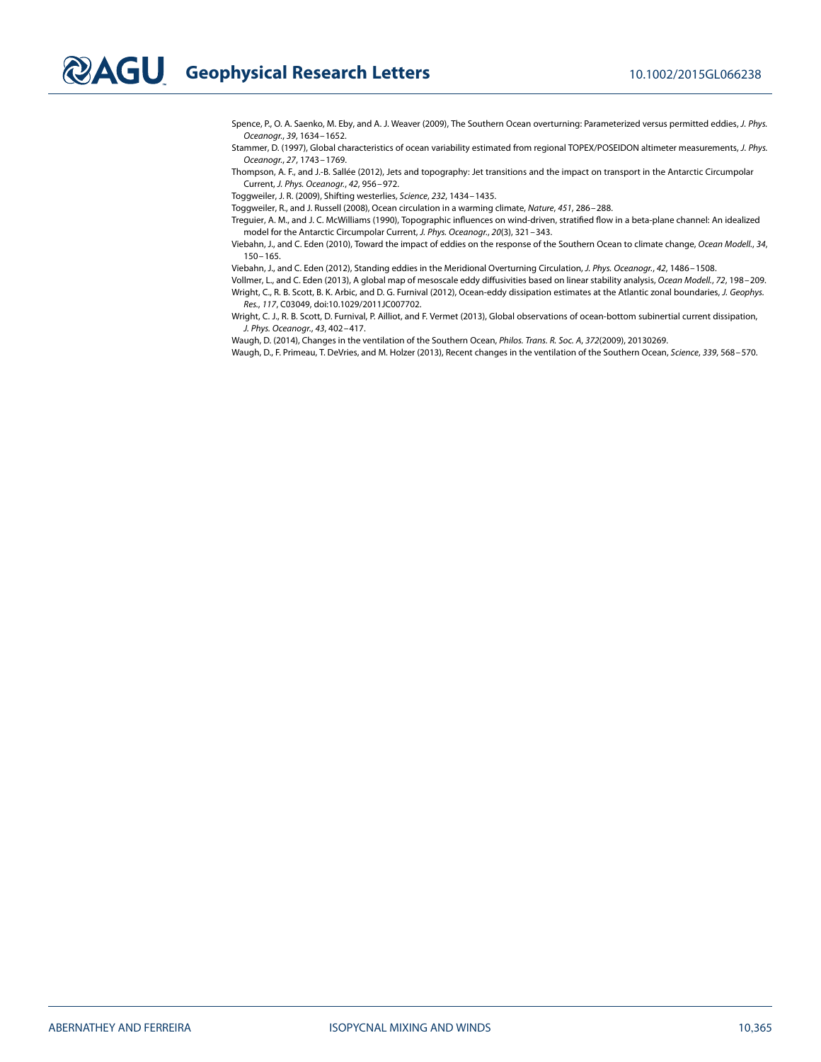Spence, P., O. A. Saenko, M. Eby, and A. J. Weaver (2009), The Southern Ocean overturning: Parameterized versus permitted eddies, *J. Phys. Oceanogr.*, *39*, 1634–1652.

Stammer, D. (1997), Global characteristics of ocean variability estimated from regional TOPEX/POSEIDON altimeter measurements, *J. Phys. Oceanogr.*, *27*, 1743–1769.

Thompson, A. F., and J.-B. Sallée (2012), Jets and topography: Jet transitions and the impact on transport in the Antarctic Circumpolar Current, *J. Phys. Oceanogr.*, *42*, 956–972.

Toggweiler, J. R. (2009), Shifting westerlies, *Science*, *232*, 1434–1435.

Toggweiler, R., and J. Russell (2008), Ocean circulation in a warming climate, *Nature*, *451*, 286–288.

Treguier, A. M., and J. C. McWilliams (1990), Topographic influences on wind-driven, stratified flow in a beta-plane channel: An idealized model for the Antarctic Circumpolar Current, *J. Phys. Oceanogr.*, *20*(3), 321–343.

Viebahn, J., and C. Eden (2010), Toward the impact of eddies on the response of the Southern Ocean to climate change, *Ocean Modell.*, *34*, 150–165.

Viebahn, J., and C. Eden (2012), Standing eddies in the Meridional Overturning Circulation, *J. Phys. Oceanogr.*, *42*, 1486–1508.

Vollmer, L., and C. Eden (2013), A global map of mesoscale eddy diffusivities based on linear stability analysis, *Ocean Modell.*, *72*, 198–209.

Wright, C., R. B. Scott, B. K. Arbic, and D. G. Furnival (2012), Ocean-eddy dissipation estimates at the Atlantic zonal boundaries, *J. Geophys. Res.*, *117*, C03049, doi:10.1029/2011JC007702.

Wright, C. J., R. B. Scott, D. Furnival, P. Ailliot, and F. Vermet (2013), Global observations of ocean-bottom subinertial current dissipation, *J. Phys. Oceanogr.*, *43*, 402–417.

Waugh, D. (2014), Changes in the ventilation of the Southern Ocean, *Philos. Trans. R. Soc. A*, *372*(2009), 20130269.

Waugh, D., F. Primeau, T. DeVries, and M. Holzer (2013), Recent changes in the ventilation of the Southern Ocean, *Science*, *339*, 568–570.